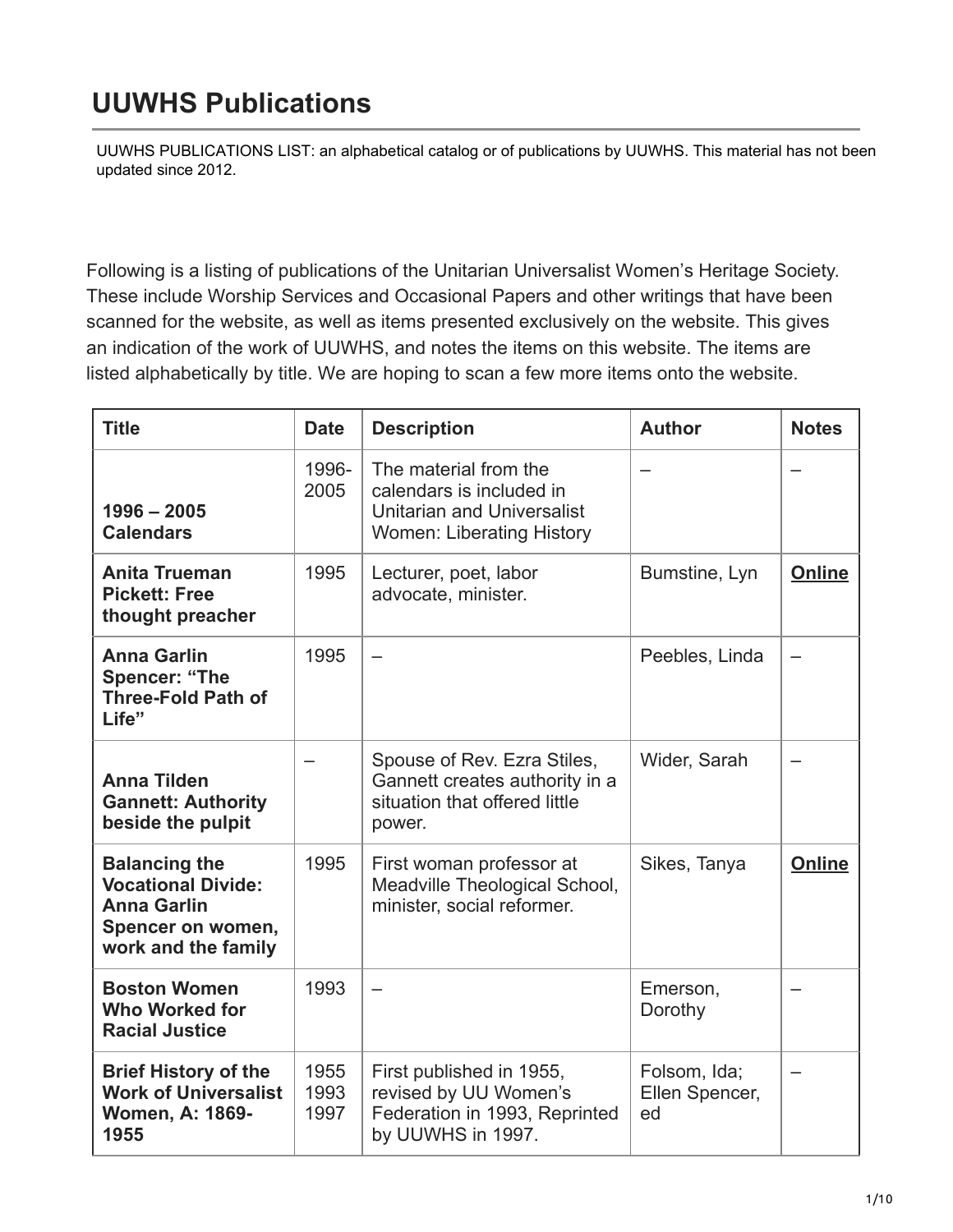# UUWHS Publications

UUWHS PUBLICATIONS LIST: an alphabetical catalog or of publications by UUWHS. This material has not been updated since 2012.

Following is a listing of publications of the Unitarian Universalist Women's Heritage Society. These include Worship Services and Occasional Papers and other writings that have been scanned for the website, as well as items presented exclusively on the website. This gives an indication of the work of UUWHS, and notes the items on this website. The items are listed alphabetically by title. We are hoping to scan a few more items onto the website.

| Title | Date | Description | Author | Notes |
|---|---|---|---|---|
| **1996 – 2005 Calendars** | 1996-2005 | The material from the calendars is included in Unitarian and Universalist Women: Liberating History | – | – |
| **Anita Trueman Pickett: Free thought preacher** | 1995 | Lecturer, poet, labor advocate, minister. | Bumstine, Lyn | **Online** |
| **Anna Garlin Spencer: "The Three-Fold Path of Life"** | 1995 | – | Peebles, Linda | – |
| **Anna Tilden Gannett: Authority beside the pulpit** | – | Spouse of Rev. Ezra Stiles, Gannett creates authority in a situation that offered little power. | Wider, Sarah | – |
| **Balancing the Vocational Divide: Anna Garlin Spencer on women, work and the family** | 1995 | First woman professor at Meadville Theological School, minister, social reformer. | Sikes, Tanya | **Online** |
| **Boston Women Who Worked for Racial Justice** | 1993 | – | Emerson, Dorothy | – |
| **Brief History of the Work of Universalist Women, A: 1869-1955** | 1955 1993 1997 | First published in 1955, revised by UU Women's Federation in 1993, Reprinted by UUWHS in 1997. | Folsom, Ida; Ellen Spencer, ed | – |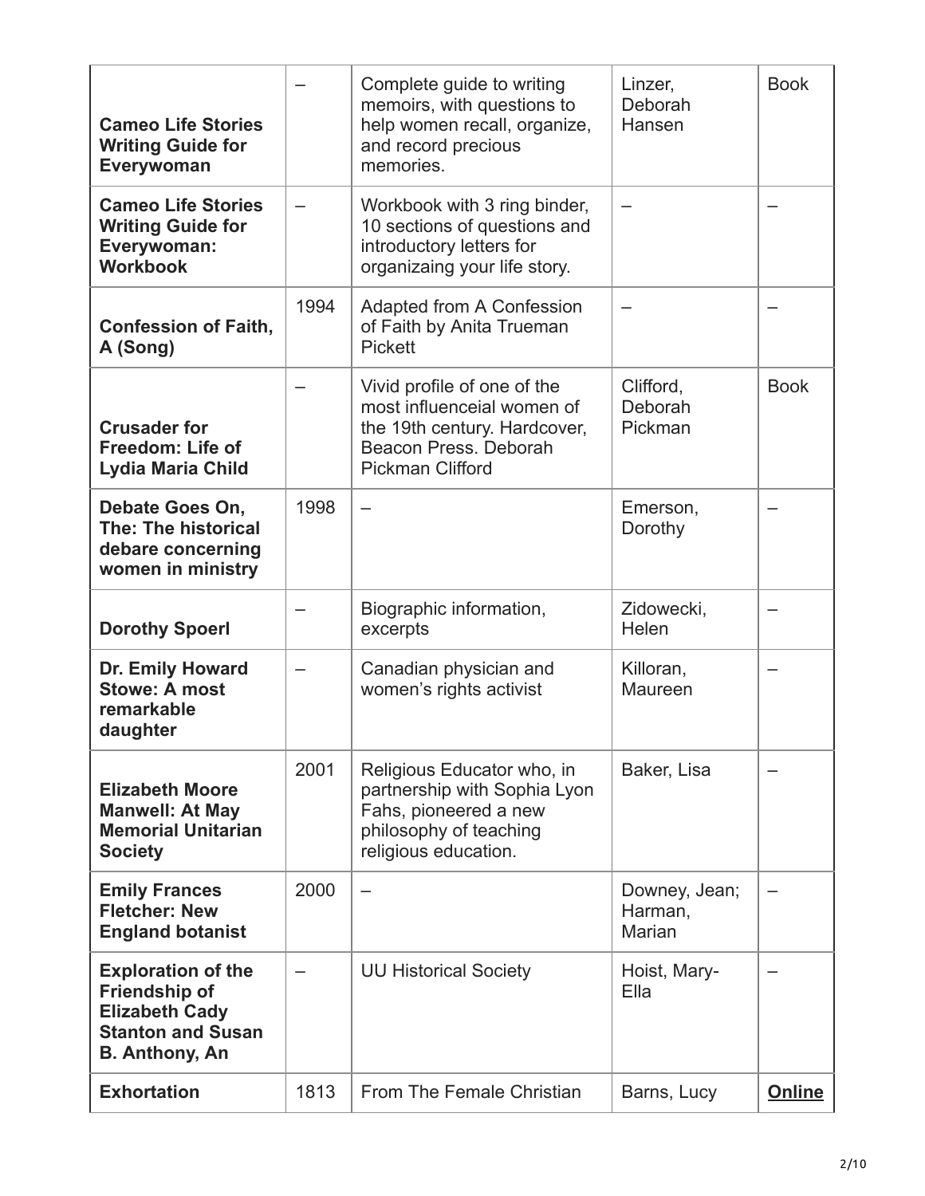| **Cameo Life Stories Writing Guide for Everywoman** | – | Complete guide to writing memoirs, with questions to help women recall, organize, and record precious memories. | Linzer, Deborah Hansen | Book |
|---|---|---|---|---|
| **Cameo Life Stories Writing Guide for Everywoman: Workbook** | – | Workbook with 3 ring binder, 10 sections of questions and introductory letters for organizaing your life story. | – | – |
| **Confession of Faith, A (Song)** | 1994 | Adapted from A Confession of Faith by Anita Trueman Pickett | – | – |
| **Crusader for Freedom: Life of Lydia Maria Child** | – | Vivid profile of one of the most influenceial women of the 19th century. Hardcover, Beacon Press. Deborah Pickman Clifford | Clifford, Deborah Pickman | Book |
| **Debate Goes On, The: The historical debare concerning women in ministry** | 1998 | – | Emerson, Dorothy | – |
| **Dorothy Spoerl** | – | Biographic information, excerpts | Zidowecki, Helen | – |
| **Dr. Emily Howard Stowe: A most remarkable daughter** | – | Canadian physician and women's rights activist | Killoran, Maureen | – |
| **Elizabeth Moore Manwell: At May Memorial Unitarian Society** | 2001 | Religious Educator who, in partnership with Sophia Lyon Fahs, pioneered a new philosophy of teaching religious education. | Baker, Lisa | – |
| **Emily Frances Fletcher: New England botanist** | 2000 | – | Downey, Jean; Harman, Marian | – |
| **Exploration of the Friendship of Elizabeth Cady Stanton and Susan B. Anthony, An** | – | UU Historical Society | Hoist, Mary-Ella | – |
| **Exhortation** | 1813 | From The Female Christian | Barns, Lucy | **Online** |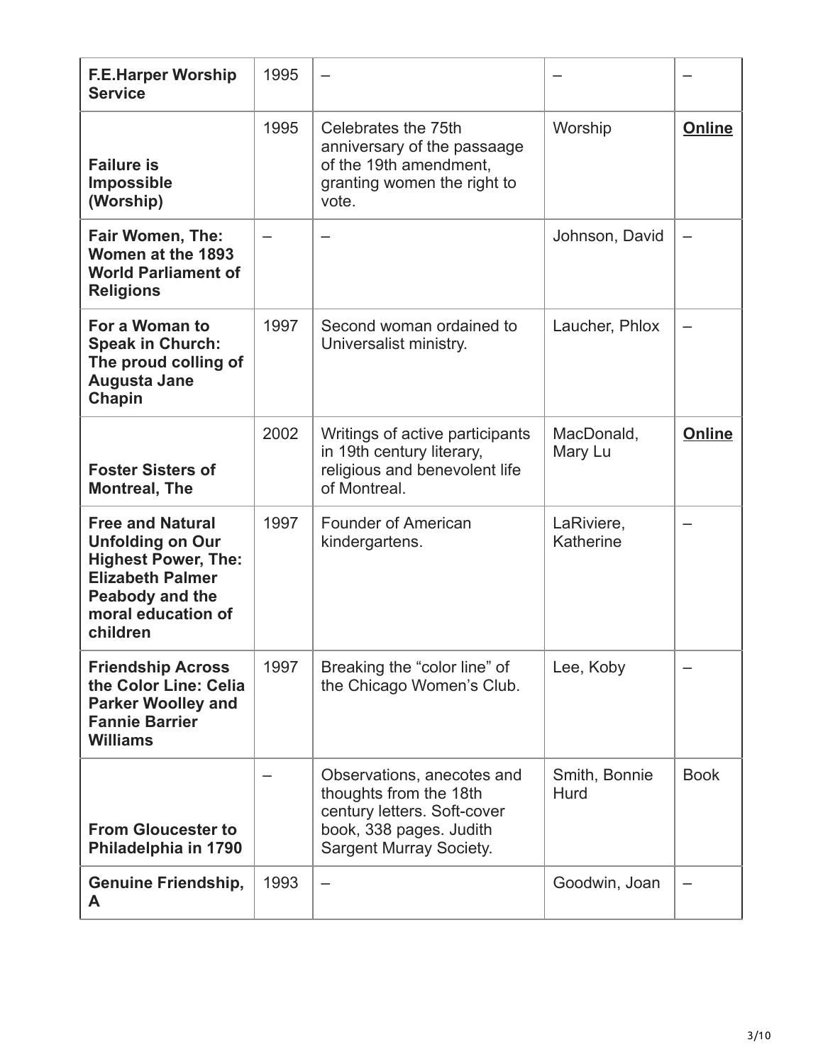| **F.E.Harper Worship Service** | 1995 | – | – | – |
|---|---|---|---|---|
| **Failure is Impossible (Worship)** | 1995 | Celebrates the 75th anniversary of the passaage of the 19th amendment, granting women the right to vote. | Worship | **Online** |
| **Fair Women, The: Women at the 1893 World Parliament of Religions** | – | – | Johnson, David | – |
| **For a Woman to Speak in Church: The proud colling of Augusta Jane Chapin** | 1997 | Second woman ordained to Universalist ministry. | Laucher, Phlox | – |
| **Foster Sisters of Montreal, The** | 2002 | Writings of active participants in 19th century literary, religious and benevolent life of Montreal. | MacDonald, Mary Lu | **Online** |
| **Free and Natural Unfolding on Our Highest Power, The: Elizabeth Palmer Peabody and the moral education of children** | 1997 | Founder of American kindergartens. | LaRiviere, Katherine | – |
| **Friendship Across the Color Line: Celia Parker Woolley and Fannie Barrier Williams** | 1997 | Breaking the “color line” of the Chicago Women’s Club. | Lee, Koby | – |
| **From Gloucester to Philadelphia in 1790** | – | Observations, anecotes and thoughts from the 18th century letters. Soft-cover book, 338 pages. Judith Sargent Murray Society. | Smith, Bonnie Hurd | Book |
| **Genuine Friendship, A** | 1993 | – | Goodwin, Joan | – |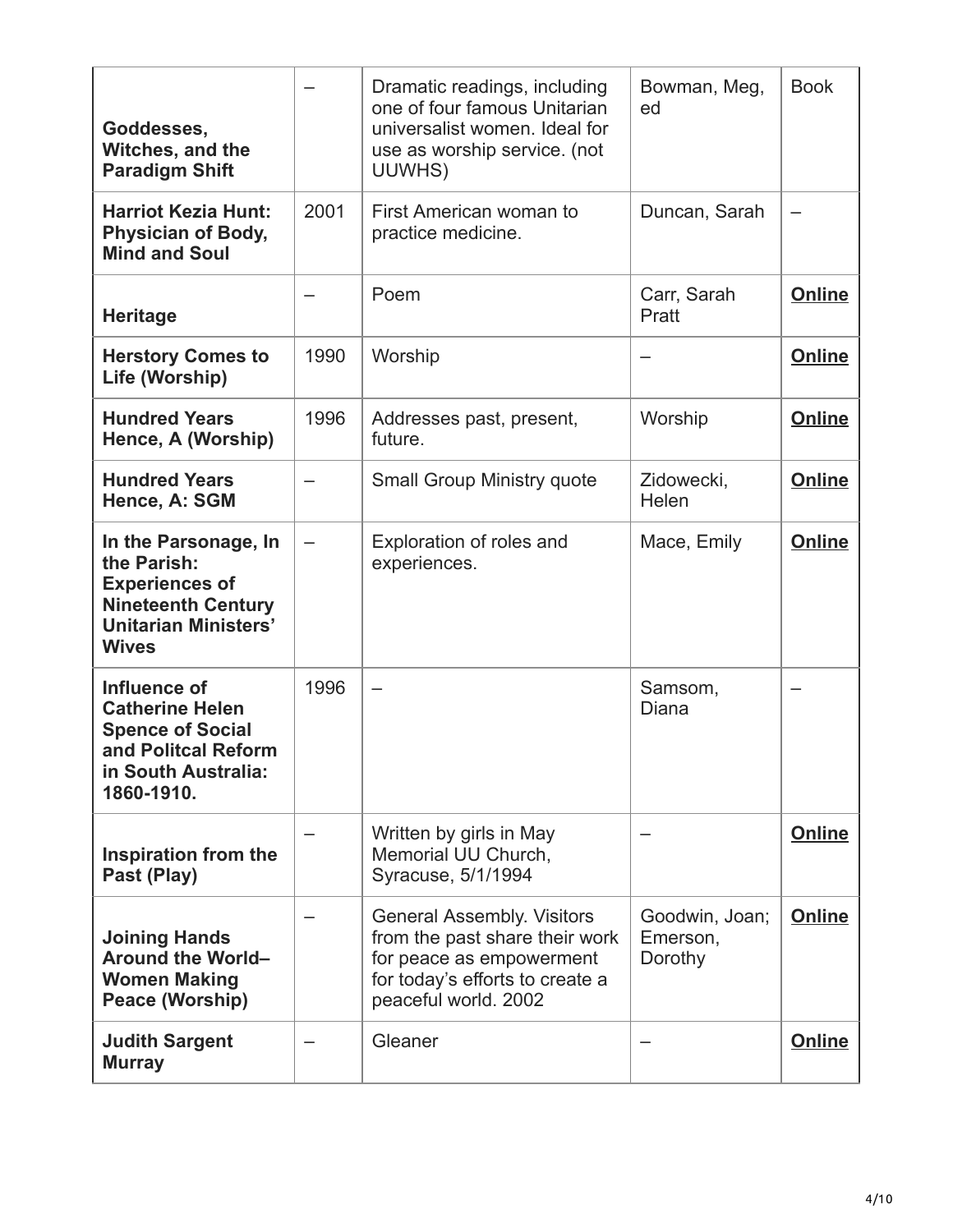| | | | | |
|---|---|---|---|---|
| **Goddesses, Witches, and the Paradigm Shift** | – | Dramatic readings, including one of four famous Unitarian universalist women. Ideal for use as worship service. (not UUWHS) | Bowman, Meg, ed | Book |
| **Harriot Kezia Hunt: Physician of Body, Mind and Soul** | 2001 | First American woman to practice medicine. | Duncan, Sarah | – |
| **Heritage** | – | Poem | Carr, Sarah Pratt | **Online** |
| **Herstory Comes to Life (Worship)** | 1990 | Worship | – | **Online** |
| **Hundred Years Hence, A (Worship)** | 1996 | Addresses past, present, future. | Worship | **Online** |
| **Hundred Years Hence, A: SGM** | – | Small Group Ministry quote | Zidowecki, Helen | **Online** |
| **In the Parsonage, In the Parish: Experiences of Nineteenth Century Unitarian Ministers' Wives** | – | Exploration of roles and experiences. | Mace, Emily | **Online** |
| **Influence of Catherine Helen Spence of Social and Politcal Reform in South Australia: 1860-1910.** | 1996 | – | Samsom, Diana | – |
| **Inspiration from the Past (Play)** | – | Written by girls in May Memorial UU Church, Syracuse, 5/1/1994 | – | **Online** |
| **Joining Hands Around the World– Women Making Peace (Worship)** | – | General Assembly. Visitors from the past share their work for peace as empowerment for today's efforts to create a peaceful world. 2002 | Goodwin, Joan; Emerson, Dorothy | **Online** |
| **Judith Sargent Murray** | – | Gleaner | – | **Online** |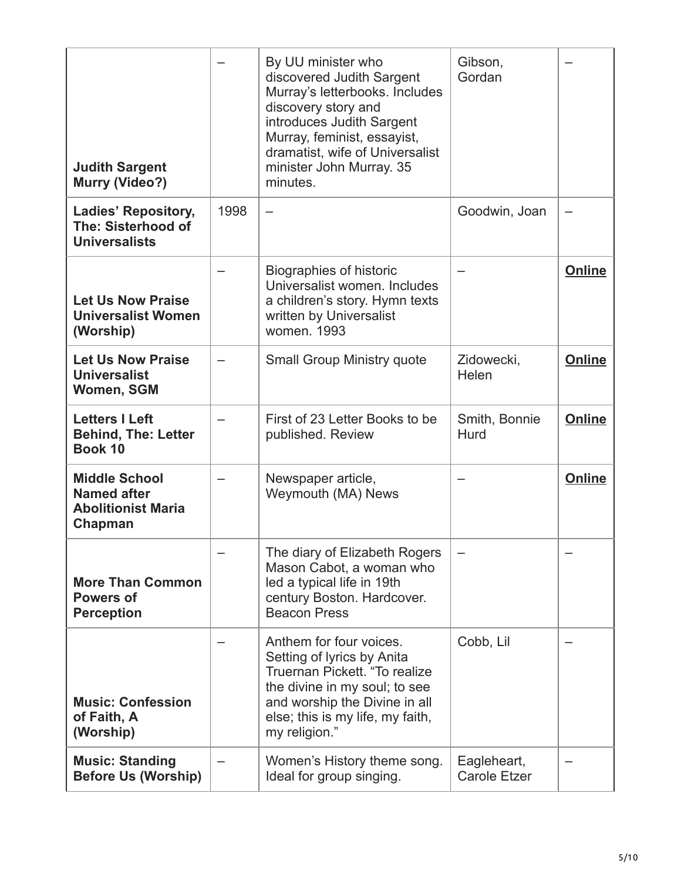| **Judith Sargent Murry (Video?)** | – | By UU minister who discovered Judith Sargent Murray's letterbooks. Includes discovery story and introduces Judith Sargent Murray, feminist, essayist, dramatist, wife of Universalist minister John Murray. 35 minutes. | Gibson, Gordan | – |
|---|---|---|---|---|
| **Ladies' Repository, The: Sisterhood of Universalists** | 1998 | – | Goodwin, Joan | – |
| **Let Us Now Praise Universalist Women (Worship)** | – | Biographies of historic Universalist women. Includes a children's story. Hymn texts written by Universalist women. 1993 | – | **Online** |
| **Let Us Now Praise Universalist Women, SGM** | – | Small Group Ministry quote | Zidowecki, Helen | **Online** |
| **Letters I Left Behind, The: Letter Book 10** | – | First of 23 Letter Books to be published. Review | Smith, Bonnie Hurd | **Online** |
| **Middle School Named after Abolitionist Maria Chapman** | – | Newspaper article, Weymouth (MA) News | – | **Online** |
| **More Than Common Powers of Perception** | – | The diary of Elizabeth Rogers Mason Cabot, a woman who led a typical life in 19th century Boston. Hardcover. Beacon Press | – | – |
| **Music: Confession of Faith, A (Worship)** | – | Anthem for four voices. Setting of lyrics by Anita Truernan Pickett. "To realize the divine in my soul; to see and worship the Divine in all else; this is my life, my faith, my religion." | Cobb, Lil | – |
| **Music: Standing Before Us (Worship)** | – | Women's History theme song. Ideal for group singing. | Eagleheart, Carole Etzer | – |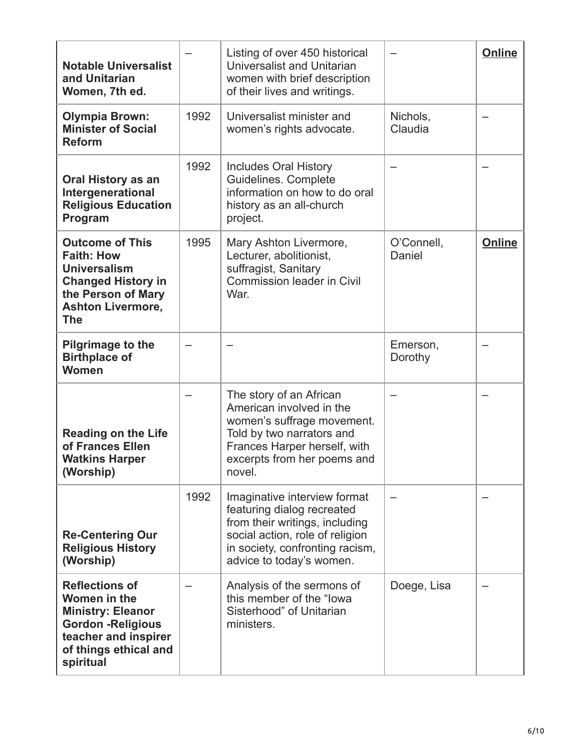| **Notable Universalist and Unitarian Women, 7th ed.** | – | Listing of over 450 historical Universalist and Unitarian women with brief description of their lives and writings. | – | **Online** |
|---|---|---|---|---|
| **Olympia Brown: Minister of Social Reform** | 1992 | Universalist minister and women's rights advocate. | Nichols, Claudia | – |
| **Oral History as an Intergenerational Religious Education Program** | 1992 | Includes Oral History Guidelines. Complete information on how to do oral history as an all-church project. | – | – |
| **Outcome of This Faith: How Universalism Changed History in the Person of Mary Ashton Livermore, The** | 1995 | Mary Ashton Livermore, Lecturer, abolitionist, suffragist, Sanitary Commission leader in Civil War. | O'Connell, Daniel | **Online** |
| **Pilgrimage to the Birthplace of Women** | – | – | Emerson, Dorothy | – |
| **Reading on the Life of Frances Ellen Watkins Harper (Worship)** | – | The story of an African American involved in the women's suffrage movement. Told by two narrators and Frances Harper herself, with excerpts from her poems and novel. | – | – |
| **Re-Centering Our Religious History (Worship)** | 1992 | Imaginative interview format featuring dialog recreated from their writings, including social action, role of religion in society, confronting racism, advice to today's women. | – | – |
| **Reflections of Women in the Ministry: Eleanor Gordon -Religious teacher and inspirer of things ethical and spiritual** | – | Analysis of the sermons of this member of the "Iowa Sisterhood" of Unitarian ministers. | Doege, Lisa | – |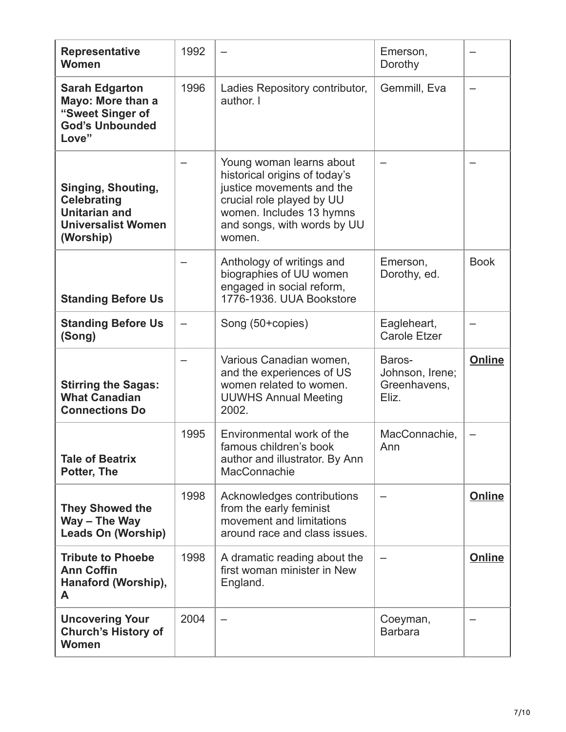| **Representative Women** | 1992 | – | Emerson, Dorothy | – |
|---|---|---|---|---|
| **Sarah Edgarton Mayo: More than a "Sweet Singer of God's Unbounded Love"** | 1996 | Ladies Repository contributor, author. l | Gemmill, Eva | – |
| **Singing, Shouting, Celebrating Unitarian and Universalist Women (Worship)** | – | Young woman learns about historical origins of today's justice movements and the crucial role played by UU women. Includes 13 hymns and songs, with words by UU women. | – | – |
| **Standing Before Us** | – | Anthology of writings and biographies of UU women engaged in social reform, 1776-1936. UUA Bookstore | Emerson, Dorothy, ed. | Book |
| **Standing Before Us (Song)** | – | Song (50+copies) | Eagleheart, Carole Etzer | – |
| **Stirring the Sagas: What Canadian Connections Do** | – | Various Canadian women, and the experiences of US women related to women. UUWHS Annual Meeting 2002. | Baros-Johnson, Irene; Greenhavens, Eliz. | **Online** |
| **Tale of Beatrix Potter, The** | 1995 | Environmental work of the famous children's book author and illustrator. By Ann MacConnachie | MacConnachie, Ann | – |
| **They Showed the Way – The Way Leads On (Worship)** | 1998 | Acknowledges contributions from the early feminist movement and limitations around race and class issues. | – | **Online** |
| **Tribute to Phoebe Ann Coffin Hanaford (Worship), A** | 1998 | A dramatic reading about the first woman minister in New England. | – | **Online** |
| **Uncovering Your Church's History of Women** | 2004 | – | Coeyman, Barbara | – |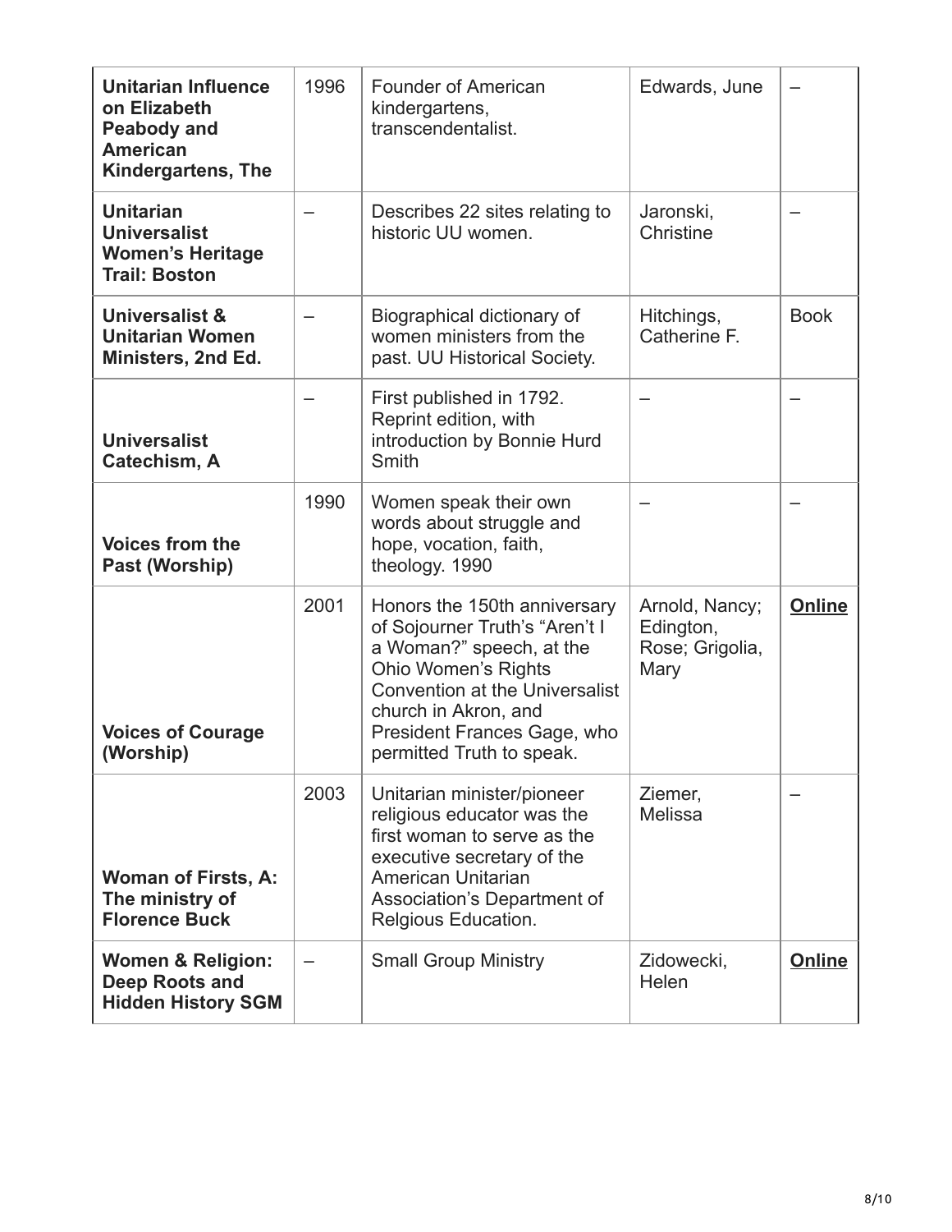| **Unitarian Influence on Elizabeth Peabody and American Kindergartens, The** | 1996 | Founder of American kindergartens, transcendentalist. | Edwards, June | – |
|---|---|---|---|---|
| **Unitarian Universalist Women's Heritage Trail: Boston** | – | Describes 22 sites relating to historic UU women. | Jaronski, Christine | – |
| **Universalist & Unitarian Women Ministers, 2nd Ed.** | – | Biographical dictionary of women ministers from the past. UU Historical Society. | Hitchings, Catherine F. | Book |
| **Universalist Catechism, A** | – | First published in 1792. Reprint edition, with introduction by Bonnie Hurd Smith | – | – |
| **Voices from the Past (Worship)** | 1990 | Women speak their own words about struggle and hope, vocation, faith, theology. 1990 | – | – |
| **Voices of Courage (Worship)** | 2001 | Honors the 150th anniversary of Sojourner Truth's "Aren't I a Woman?" speech, at the Ohio Women's Rights Convention at the Universalist church in Akron, and President Frances Gage, who permitted Truth to speak. | Arnold, Nancy; Edington, Rose; Grigolia, Mary | **Online** |
| **Woman of Firsts, A: The ministry of Florence Buck** | 2003 | Unitarian minister/pioneer religious educator was the first woman to serve as the executive secretary of the American Unitarian Association's Department of Relgious Education. | Ziemer, Melissa | – |
| **Women & Religion: Deep Roots and Hidden History SGM** | – | Small Group Ministry | Zidowecki, Helen | **Online** |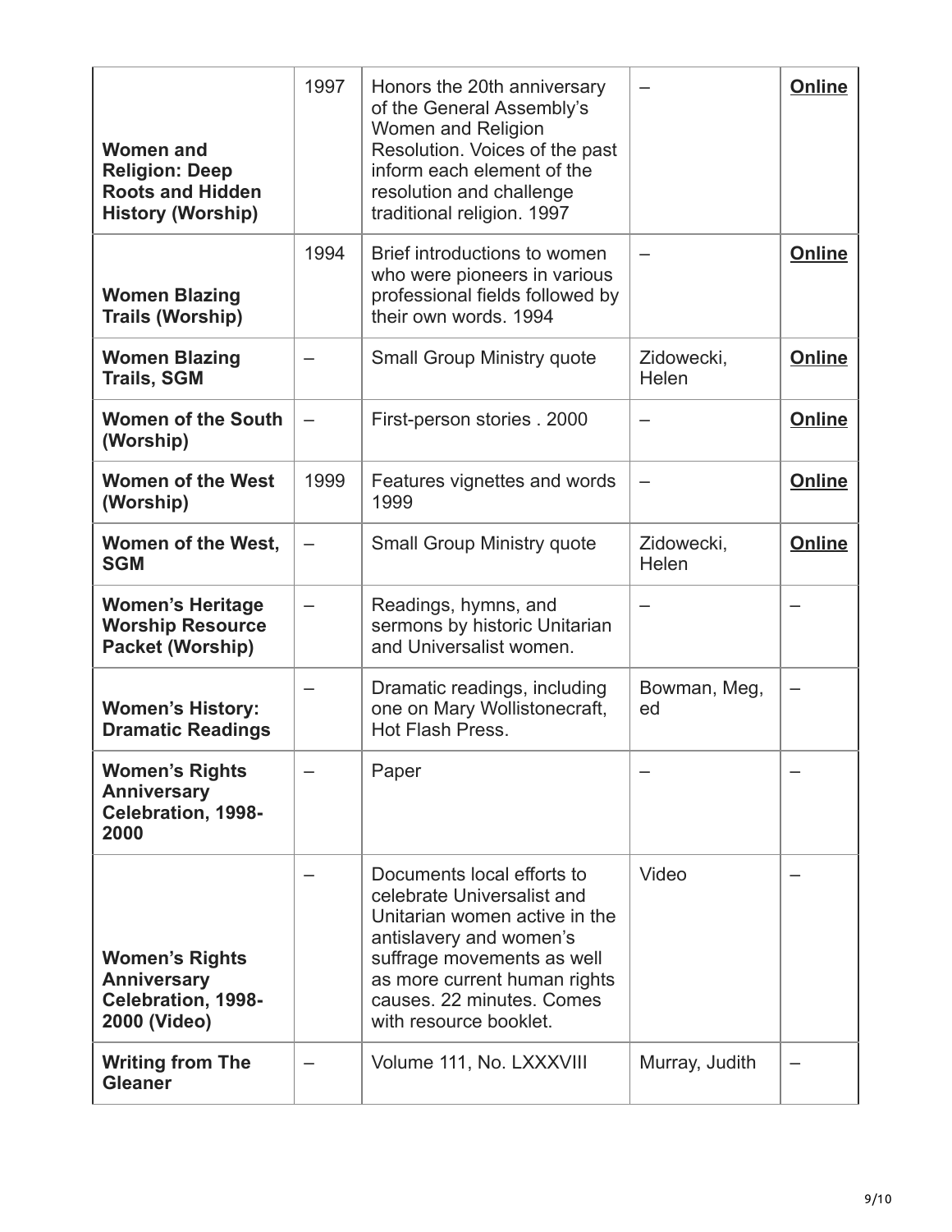| | | | | |
|---|---|---|---|---|
| **Women and Religion: Deep Roots and Hidden History (Worship)** | 1997 | Honors the 20th anniversary of the General Assembly's Women and Religion Resolution. Voices of the past inform each element of the resolution and challenge traditional religion. 1997 | – | **Online** |
| **Women Blazing Trails (Worship)** | 1994 | Brief introductions to women who were pioneers in various professional fields followed by their own words. 1994 | – | **Online** |
| **Women Blazing Trails, SGM** | – | Small Group Ministry quote | Zidowecki, Helen | **Online** |
| **Women of the South (Worship)** | – | First-person stories . 2000 | – | **Online** |
| **Women of the West (Worship)** | 1999 | Features vignettes and words 1999 | – | **Online** |
| **Women of the West, SGM** | – | Small Group Ministry quote | Zidowecki, Helen | **Online** |
| **Women's Heritage Worship Resource Packet (Worship)** | – | Readings, hymns, and sermons by historic Unitarian and Universalist women. | – | – |
| **Women's History: Dramatic Readings** | – | Dramatic readings, including one on Mary Wollistonecraft, Hot Flash Press. | Bowman, Meg, ed | – |
| **Women's Rights Anniversary Celebration, 1998-2000** | – | Paper | – | – |
| **Women's Rights Anniversary Celebration, 1998-2000 (Video)** | – | Documents local efforts to celebrate Universalist and Unitarian women active in the antislavery and women's suffrage movements as well as more current human rights causes. 22 minutes. Comes with resource booklet. | Video | – |
| **Writing from The Gleaner** | – | Volume 111, No. LXXXVIII | Murray, Judith | – |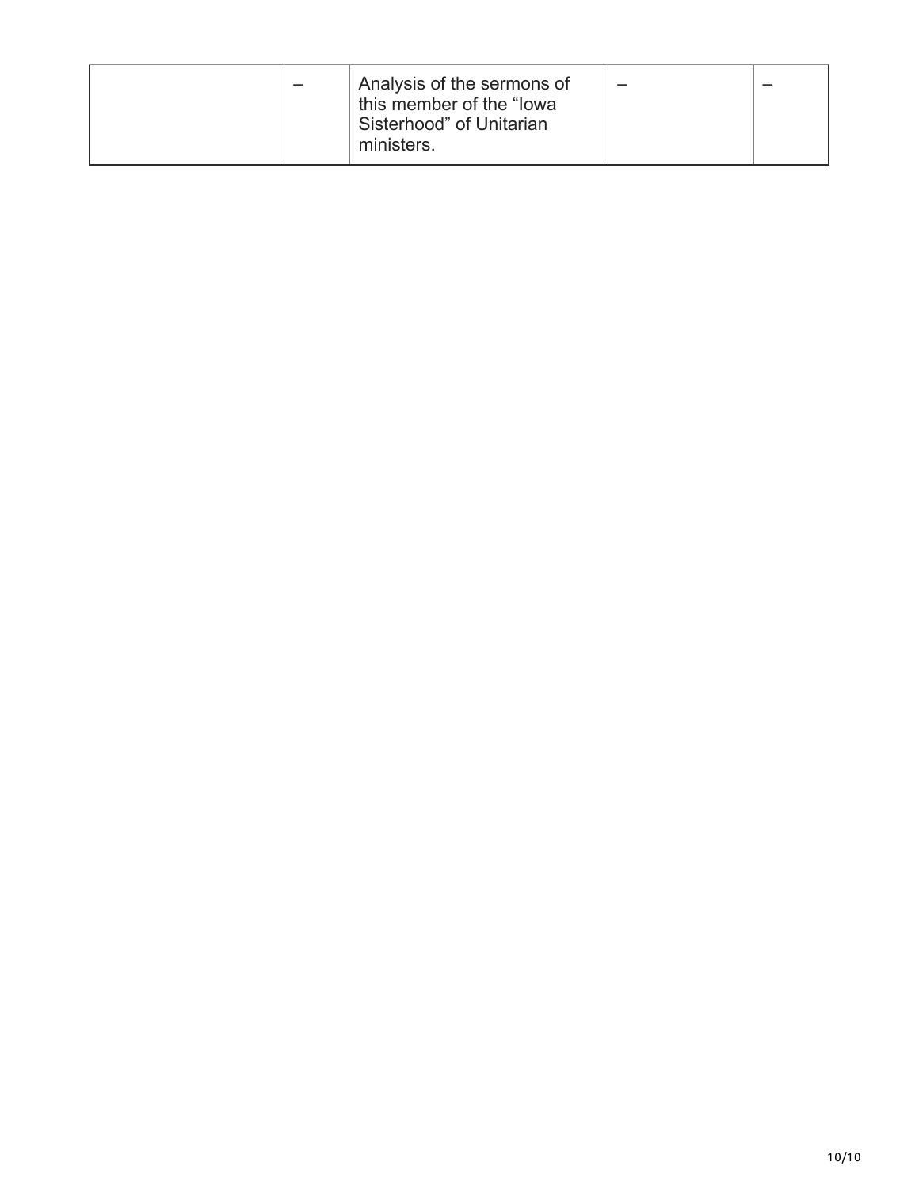| | | | | |
|---|---|---|---|---|
| | – | Analysis of the sermons of this member of the “Iowa Sisterhood” of Unitarian ministers. | – | – |